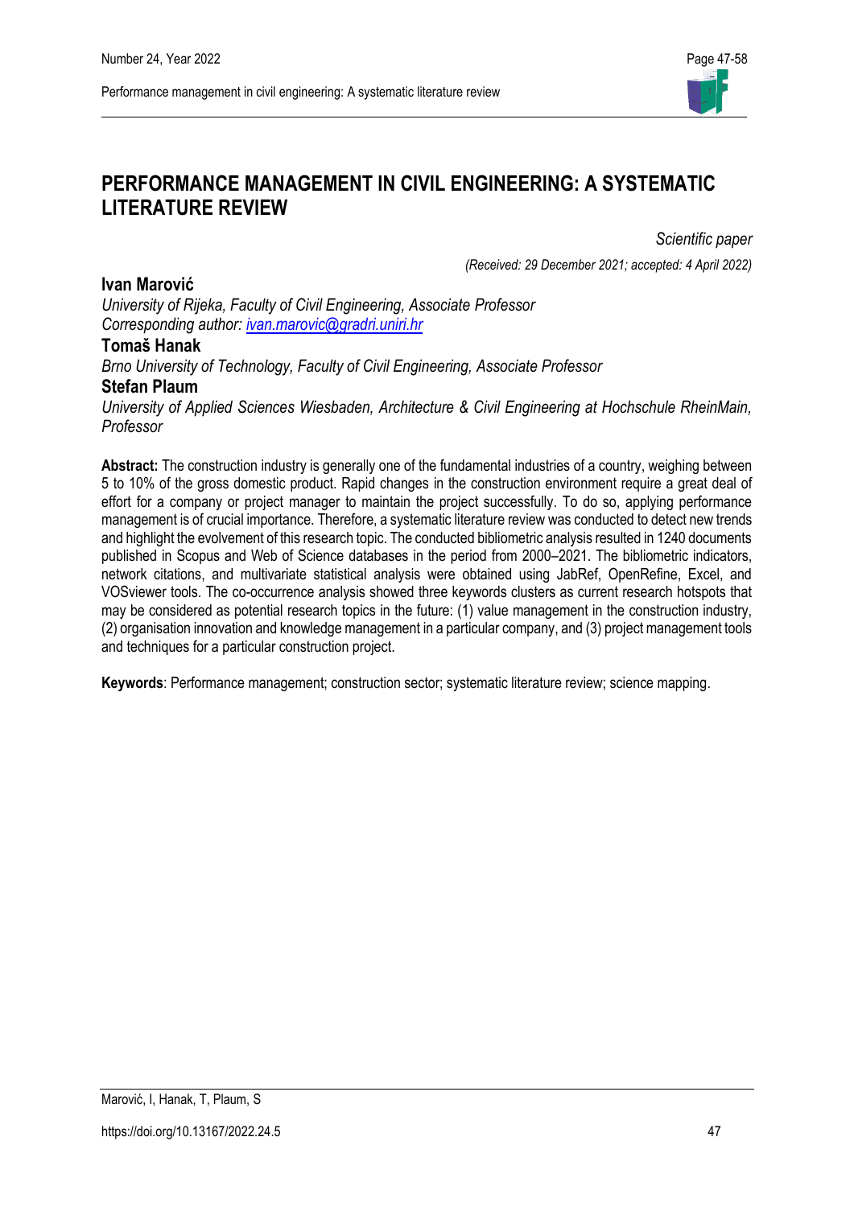# PERFORMANCE MANAGEMENT IN CIVIL ENGINEERING: A SYSTEMATIC LITERATURE REVIEW

*Scientific paper*

*(Received: 29 December 2021; accepted: 4 April 2022)*

**Ivan Marović**
*University of Rijeka, Faculty of Civil Engineering, Associate Professor*
*Corresponding author: ivan.marovic@gradri.uniri.hr*

**Tomaš Hanak**
*Brno University of Technology, Faculty of Civil Engineering, Associate Professor*

**Stefan Plaum**
*University of Applied Sciences Wiesbaden, Architecture & Civil Engineering at Hochschule RheinMain, Professor*

**Abstract:** The construction industry is generally one of the fundamental industries of a country, weighing between 5 to 10% of the gross domestic product. Rapid changes in the construction environment require a great deal of effort for a company or project manager to maintain the project successfully. To do so, applying performance management is of crucial importance. Therefore, a systematic literature review was conducted to detect new trends and highlight the evolvement of this research topic. The conducted bibliometric analysis resulted in 1240 documents published in Scopus and Web of Science databases in the period from 2000–2021. The bibliometric indicators, network citations, and multivariate statistical analysis were obtained using JabRef, OpenRefine, Excel, and VOSviewer tools. The co-occurrence analysis showed three keywords clusters as current research hotspots that may be considered as potential research topics in the future: (1) value management in the construction industry, (2) organisation innovation and knowledge management in a particular company, and (3) project management tools and techniques for a particular construction project.

**Keywords**: Performance management; construction sector; systematic literature review; science mapping.

https://doi.org/10.13167/2022.24.5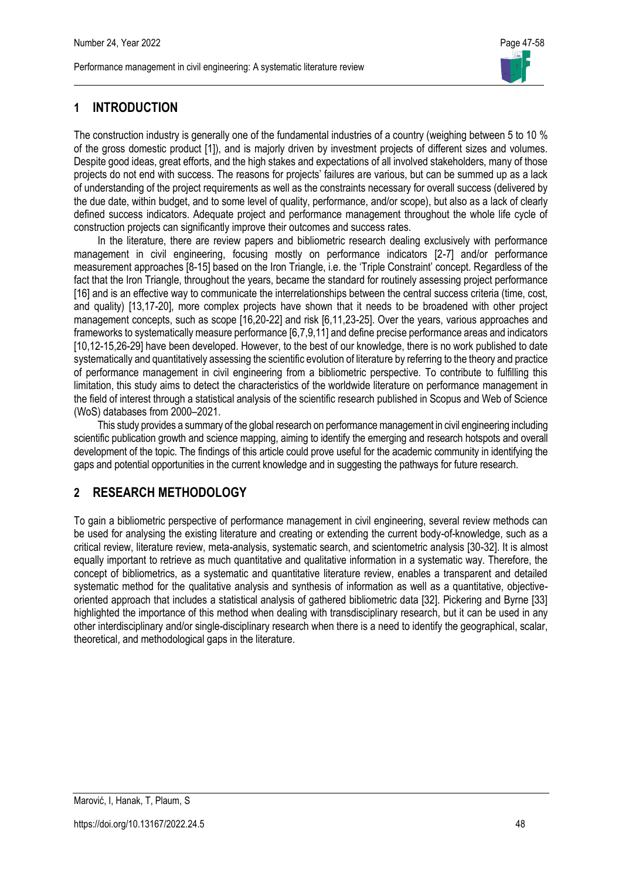## 1 INTRODUCTION

The construction industry is generally one of the fundamental industries of a country (weighing between 5 to 10 % of the gross domestic product [1]), and is majorly driven by investment projects of different sizes and volumes. Despite good ideas, great efforts, and the high stakes and expectations of all involved stakeholders, many of those projects do not end with success. The reasons for projects' failures are various, but can be summed up as a lack of understanding of the project requirements as well as the constraints necessary for overall success (delivered by the due date, within budget, and to some level of quality, performance, and/or scope), but also as a lack of clearly defined success indicators. Adequate project and performance management throughout the whole life cycle of construction projects can significantly improve their outcomes and success rates.

In the literature, there are review papers and bibliometric research dealing exclusively with performance management in civil engineering, focusing mostly on performance indicators [2-7] and/or performance measurement approaches [8-15] based on the Iron Triangle, i.e. the 'Triple Constraint' concept. Regardless of the fact that the Iron Triangle, throughout the years, became the standard for routinely assessing project performance [16] and is an effective way to communicate the interrelationships between the central success criteria (time, cost, and quality) [13,17-20], more complex projects have shown that it needs to be broadened with other project management concepts, such as scope [16,20-22] and risk [6,11,23-25]. Over the years, various approaches and frameworks to systematically measure performance [6,7,9,11] and define precise performance areas and indicators [10,12-15,26-29] have been developed. However, to the best of our knowledge, there is no work published to date systematically and quantitatively assessing the scientific evolution of literature by referring to the theory and practice of performance management in civil engineering from a bibliometric perspective. To contribute to fulfilling this limitation, this study aims to detect the characteristics of the worldwide literature on performance management in the field of interest through a statistical analysis of the scientific research published in Scopus and Web of Science (WoS) databases from 2000–2021.

This study provides a summary of the global research on performance management in civil engineering including scientific publication growth and science mapping, aiming to identify the emerging and research hotspots and overall development of the topic. The findings of this article could prove useful for the academic community in identifying the gaps and potential opportunities in the current knowledge and in suggesting the pathways for future research.

## 2 RESEARCH METHODOLOGY

To gain a bibliometric perspective of performance management in civil engineering, several review methods can be used for analysing the existing literature and creating or extending the current body-of-knowledge, such as a critical review, literature review, meta-analysis, systematic search, and scientometric analysis [30-32]. It is almost equally important to retrieve as much quantitative and qualitative information in a systematic way. Therefore, the concept of bibliometrics, as a systematic and quantitative literature review, enables a transparent and detailed systematic method for the qualitative analysis and synthesis of information as well as a quantitative, objective-oriented approach that includes a statistical analysis of gathered bibliometric data [32]. Pickering and Byrne [33] highlighted the importance of this method when dealing with transdisciplinary research, but it can be used in any other interdisciplinary and/or single-disciplinary research when there is a need to identify the geographical, scalar, theoretical, and methodological gaps in the literature.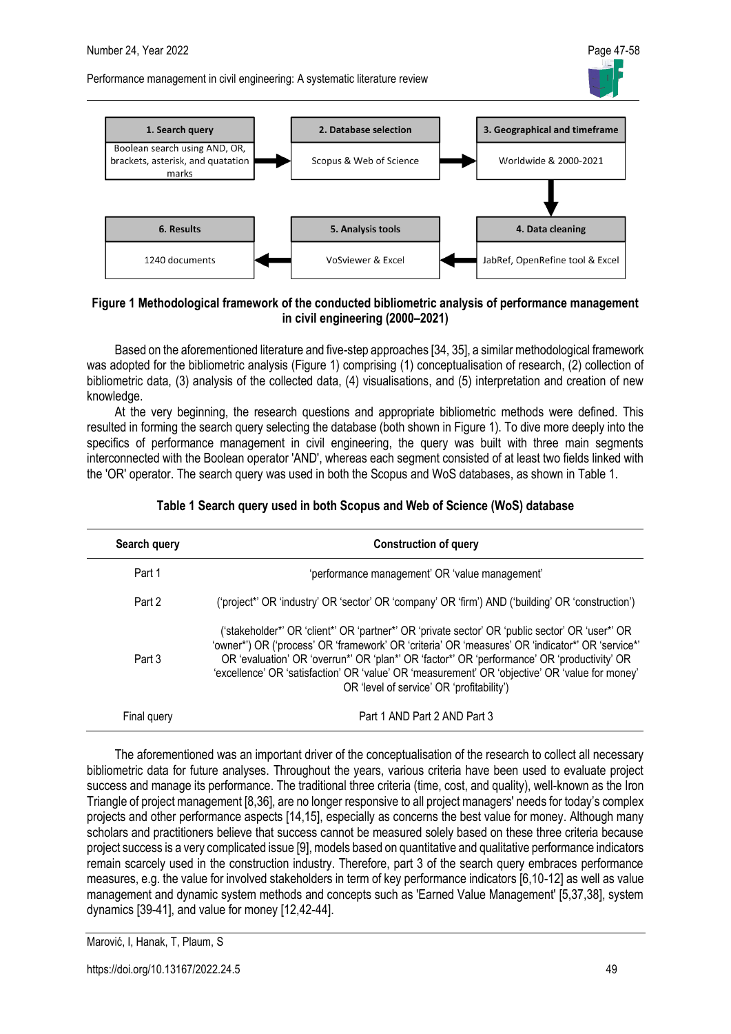| 1. Search query | | 2. Database selection | | 3. Geographical and timeframe |
|---|---|---|---|---|
| Boolean search using AND, OR, brackets, asterisk, and quatation marks | → | Scopus & Web of Science | → | Worldwide & 2000-2021 |

| 6. Results | | 5. Analysis tools | | 4. Data cleaning |
|---|---|---|---|---|
| 1240 documents | ← | VoSviewer & Excel | ← | JabRef, OpenRefine tool & Excel |

**Figure 1 Methodological framework of the conducted bibliometric analysis of performance management in civil engineering (2000–2021)**

Based on the aforementioned literature and five-step approaches [34, 35], a similar methodological framework was adopted for the bibliometric analysis (Figure 1) comprising (1) conceptualisation of research, (2) collection of bibliometric data, (3) analysis of the collected data, (4) visualisations, and (5) interpretation and creation of new knowledge.

At the very beginning, the research questions and appropriate bibliometric methods were defined. This resulted in forming the search query selecting the database (both shown in Figure 1). To dive more deeply into the specifics of performance management in civil engineering, the query was built with three main segments interconnected with the Boolean operator 'AND', whereas each segment consisted of at least two fields linked with the 'OR' operator. The search query was used in both the Scopus and WoS databases, as shown in Table 1.

**Table 1 Search query used in both Scopus and Web of Science (WoS) database**

| Search query | Construction of query |
|---|---|
| Part 1 | 'performance management' OR 'value management' |
| Part 2 | ('project*' OR 'industry' OR 'sector' OR 'company' OR 'firm') AND ('building' OR 'construction') |
| Part 3 | ('stakeholder*' OR 'client*' OR 'partner*' OR 'private sector' OR 'public sector' OR 'user*' OR 'owner*') OR ('process' OR 'framework' OR 'criteria' OR 'measures' OR 'indicator*' OR 'service*' OR 'evaluation' OR 'overrun*' OR 'plan*' OR 'factor*' OR 'performance' OR 'productivity' OR 'excellence' OR 'satisfaction' OR 'value' OR 'measurement' OR 'objective' OR 'value for money' OR 'level of service' OR 'profitability') |
| Final query | Part 1 AND Part 2 AND Part 3 |

The aforementioned was an important driver of the conceptualisation of the research to collect all necessary bibliometric data for future analyses. Throughout the years, various criteria have been used to evaluate project success and manage its performance. The traditional three criteria (time, cost, and quality), well-known as the Iron Triangle of project management [8,36], are no longer responsive to all project managers' needs for today's complex projects and other performance aspects [14,15], especially as concerns the best value for money. Although many scholars and practitioners believe that success cannot be measured solely based on these three criteria because project success is a very complicated issue [9], models based on quantitative and qualitative performance indicators remain scarcely used in the construction industry. Therefore, part 3 of the search query embraces performance measures, e.g. the value for involved stakeholders in term of key performance indicators [6,10-12] as well as value management and dynamic system methods and concepts such as 'Earned Value Management' [5,37,38], system dynamics [39-41], and value for money [12,42-44].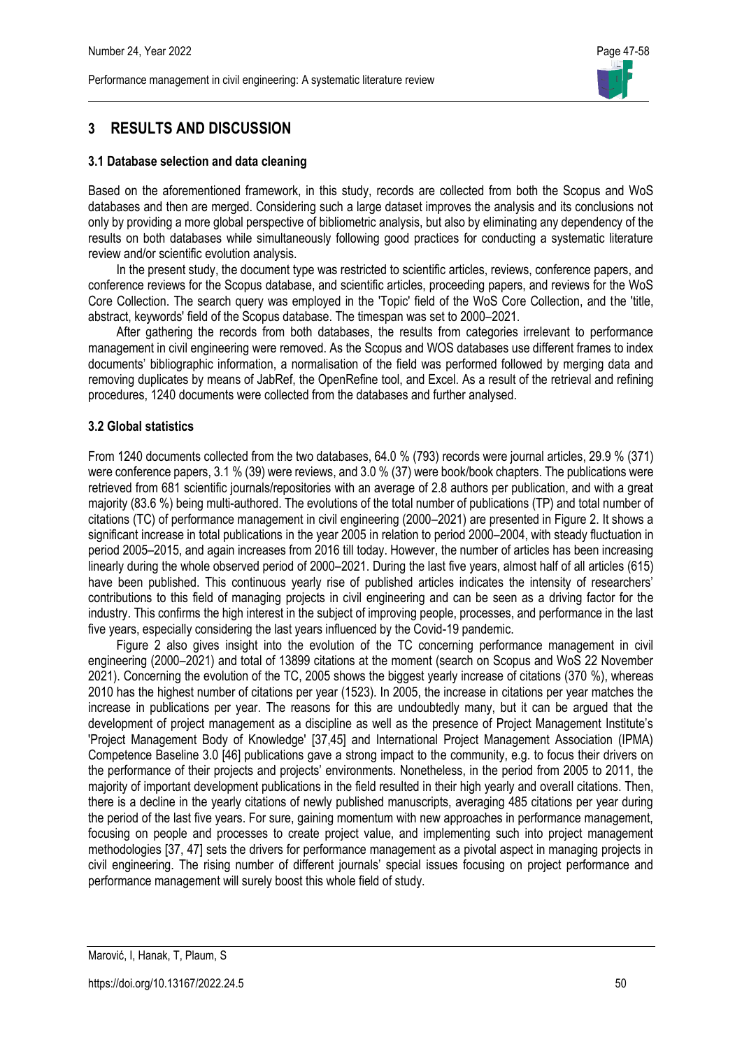## 3 RESULTS AND DISCUSSION

### 3.1 Database selection and data cleaning

Based on the aforementioned framework, in this study, records are collected from both the Scopus and WoS databases and then are merged. Considering such a large dataset improves the analysis and its conclusions not only by providing a more global perspective of bibliometric analysis, but also by eliminating any dependency of the results on both databases while simultaneously following good practices for conducting a systematic literature review and/or scientific evolution analysis.

In the present study, the document type was restricted to scientific articles, reviews, conference papers, and conference reviews for the Scopus database, and scientific articles, proceeding papers, and reviews for the WoS Core Collection. The search query was employed in the 'Topic' field of the WoS Core Collection, and the 'title, abstract, keywords' field of the Scopus database. The timespan was set to 2000–2021.

After gathering the records from both databases, the results from categories irrelevant to performance management in civil engineering were removed. As the Scopus and WOS databases use different frames to index documents' bibliographic information, a normalisation of the field was performed followed by merging data and removing duplicates by means of JabRef, the OpenRefine tool, and Excel. As a result of the retrieval and refining procedures, 1240 documents were collected from the databases and further analysed.

### 3.2 Global statistics

From 1240 documents collected from the two databases, 64.0 % (793) records were journal articles, 29.9 % (371) were conference papers, 3.1 % (39) were reviews, and 3.0 % (37) were book/book chapters. The publications were retrieved from 681 scientific journals/repositories with an average of 2.8 authors per publication, and with a great majority (83.6 %) being multi-authored. The evolutions of the total number of publications (TP) and total number of citations (TC) of performance management in civil engineering (2000–2021) are presented in Figure 2. It shows a significant increase in total publications in the year 2005 in relation to period 2000–2004, with steady fluctuation in period 2005–2015, and again increases from 2016 till today. However, the number of articles has been increasing linearly during the whole observed period of 2000–2021. During the last five years, almost half of all articles (615) have been published. This continuous yearly rise of published articles indicates the intensity of researchers' contributions to this field of managing projects in civil engineering and can be seen as a driving factor for the industry. This confirms the high interest in the subject of improving people, processes, and performance in the last five years, especially considering the last years influenced by the Covid-19 pandemic.

Figure 2 also gives insight into the evolution of the TC concerning performance management in civil engineering (2000–2021) and total of 13899 citations at the moment (search on Scopus and WoS 22 November 2021). Concerning the evolution of the TC, 2005 shows the biggest yearly increase of citations (370 %), whereas 2010 has the highest number of citations per year (1523). In 2005, the increase in citations per year matches the increase in publications per year. The reasons for this are undoubtedly many, but it can be argued that the development of project management as a discipline as well as the presence of Project Management Institute's 'Project Management Body of Knowledge' [37,45] and International Project Management Association (IPMA) Competence Baseline 3.0 [46] publications gave a strong impact to the community, e.g. to focus their drivers on the performance of their projects and projects' environments. Nonetheless, in the period from 2005 to 2011, the majority of important development publications in the field resulted in their high yearly and overall citations. Then, there is a decline in the yearly citations of newly published manuscripts, averaging 485 citations per year during the period of the last five years. For sure, gaining momentum with new approaches in performance management, focusing on people and processes to create project value, and implementing such into project management methodologies [37, 47] sets the drivers for performance management as a pivotal aspect in managing projects in civil engineering. The rising number of different journals' special issues focusing on project performance and performance management will surely boost this whole field of study.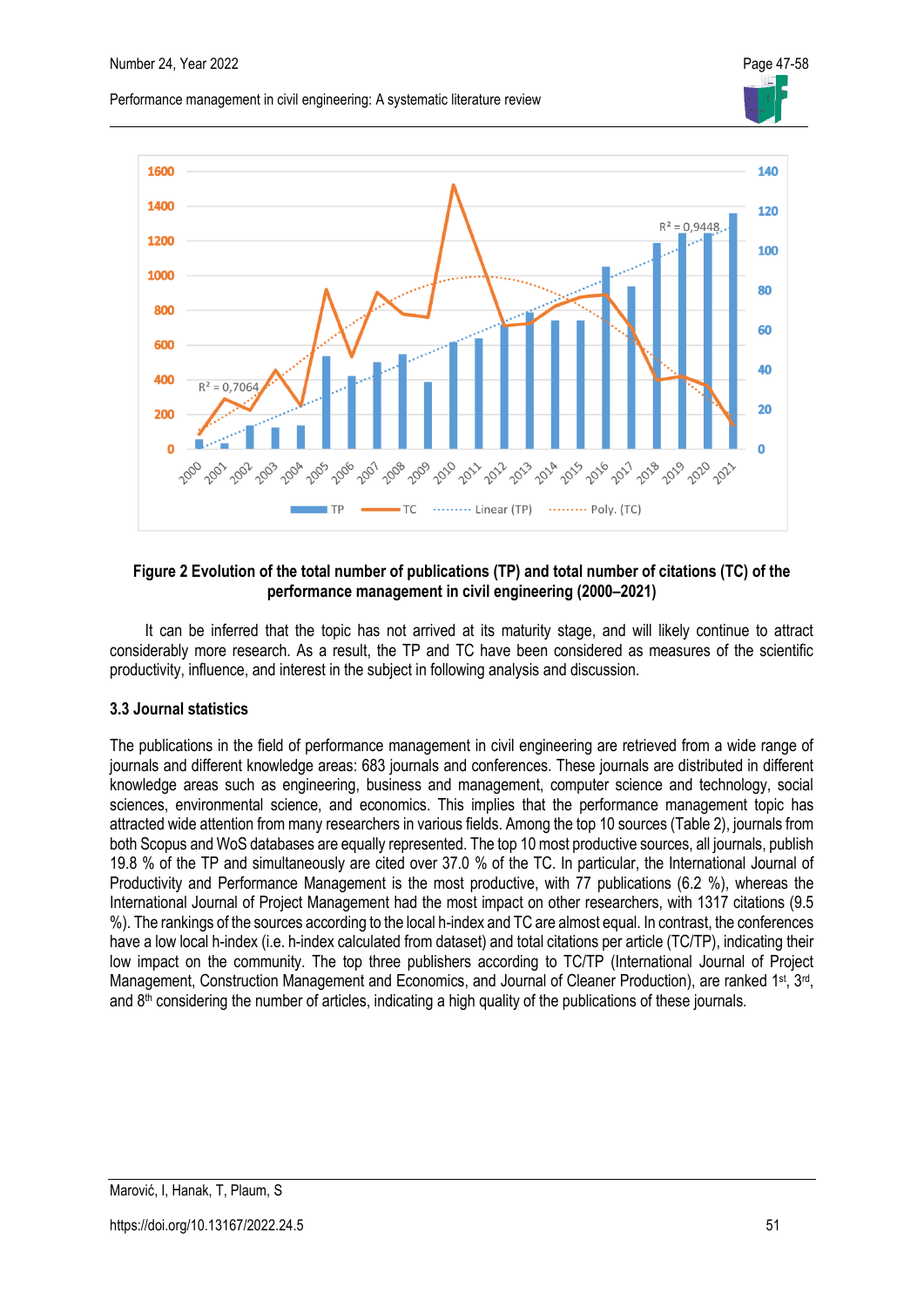**Figure 2 Evolution of the total number of publications (TP) and total number of citations (TC) of the performance management in civil engineering (2000–2021)**

It can be inferred that the topic has not arrived at its maturity stage, and will likely continue to attract considerably more research. As a result, the TP and TC have been considered as measures of the scientific productivity, influence, and interest in the subject in following analysis and discussion.

### 3.3 Journal statistics

The publications in the field of performance management in civil engineering are retrieved from a wide range of journals and different knowledge areas: 683 journals and conferences. These journals are distributed in different knowledge areas such as engineering, business and management, computer science and technology, social sciences, environmental science, and economics. This implies that the performance management topic has attracted wide attention from many researchers in various fields. Among the top 10 sources (Table 2), journals from both Scopus and WoS databases are equally represented. The top 10 most productive sources, all journals, publish 19.8 % of the TP and simultaneously are cited over 37.0 % of the TC. In particular, the International Journal of Productivity and Performance Management is the most productive, with 77 publications (6.2 %), whereas the International Journal of Project Management had the most impact on other researchers, with 1317 citations (9.5 %). The rankings of the sources according to the local h-index and TC are almost equal. In contrast, the conferences have a low local h-index (i.e. h-index calculated from dataset) and total citations per article (TC/TP), indicating their low impact on the community. The top three publishers according to TC/TP (International Journal of Project Management, Construction Management and Economics, and Journal of Cleaner Production), are ranked 1st, 3rd, and 8th considering the number of articles, indicating a high quality of the publications of these journals.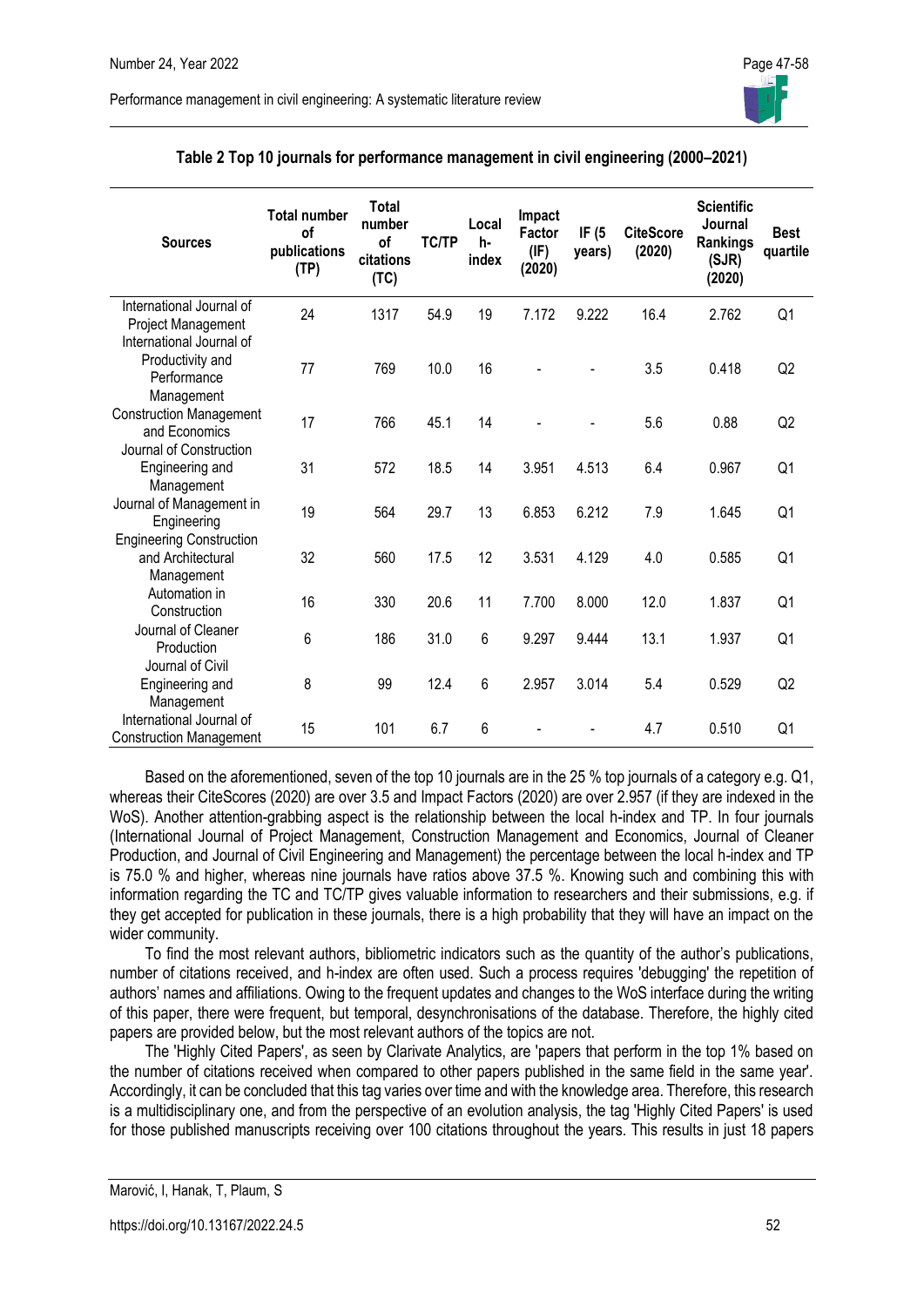**Table 2 Top 10 journals for performance management in civil engineering (2000–2021)**

| Sources | Total number of publications (TP) | Total number of citations (TC) | TC/TP | Local h-index | Impact Factor (IF) (2020) | IF (5 years) | CiteScore (2020) | Scientific Journal Rankings (SJR) (2020) | Best quartile |
|---|---|---|---|---|---|---|---|---|---|
| International Journal of Project Management | 24 | 1317 | 54.9 | 19 | 7.172 | 9.222 | 16.4 | 2.762 | Q1 |
| International Journal of Productivity and Performance Management | 77 | 769 | 10.0 | 16 | - | - | 3.5 | 0.418 | Q2 |
| Construction Management and Economics | 17 | 766 | 45.1 | 14 | - | - | 5.6 | 0.88 | Q2 |
| Journal of Construction Engineering and Management | 31 | 572 | 18.5 | 14 | 3.951 | 4.513 | 6.4 | 0.967 | Q1 |
| Journal of Management in Engineering | 19 | 564 | 29.7 | 13 | 6.853 | 6.212 | 7.9 | 1.645 | Q1 |
| Engineering Construction and Architectural Management | 32 | 560 | 17.5 | 12 | 3.531 | 4.129 | 4.0 | 0.585 | Q1 |
| Automation in Construction | 16 | 330 | 20.6 | 11 | 7.700 | 8.000 | 12.0 | 1.837 | Q1 |
| Journal of Cleaner Production | 6 | 186 | 31.0 | 6 | 9.297 | 9.444 | 13.1 | 1.937 | Q1 |
| Journal of Civil Engineering and Management | 8 | 99 | 12.4 | 6 | 2.957 | 3.014 | 5.4 | 0.529 | Q2 |
| International Journal of Construction Management | 15 | 101 | 6.7 | 6 | - | - | 4.7 | 0.510 | Q1 |

Based on the aforementioned, seven of the top 10 journals are in the 25 % top journals of a category e.g. Q1, whereas their CiteScores (2020) are over 3.5 and Impact Factors (2020) are over 2.957 (if they are indexed in the WoS). Another attention-grabbing aspect is the relationship between the local h-index and TP. In four journals (International Journal of Project Management, Construction Management and Economics, Journal of Cleaner Production, and Journal of Civil Engineering and Management) the percentage between the local h-index and TP is 75.0 % and higher, whereas nine journals have ratios above 37.5 %. Knowing such and combining this with information regarding the TC and TC/TP gives valuable information to researchers and their submissions, e.g. if they get accepted for publication in these journals, there is a high probability that they will have an impact on the wider community.

To find the most relevant authors, bibliometric indicators such as the quantity of the author's publications, number of citations received, and h-index are often used. Such a process requires 'debugging' the repetition of authors' names and affiliations. Owing to the frequent updates and changes to the WoS interface during the writing of this paper, there were frequent, but temporal, desynchronisations of the database. Therefore, the highly cited papers are provided below, but the most relevant authors of the topics are not.

The 'Highly Cited Papers', as seen by Clarivate Analytics, are 'papers that perform in the top 1% based on the number of citations received when compared to other papers published in the same field in the same year'. Accordingly, it can be concluded that this tag varies over time and with the knowledge area. Therefore, this research is a multidisciplinary one, and from the perspective of an evolution analysis, the tag 'Highly Cited Papers' is used for those published manuscripts receiving over 100 citations throughout the years. This results in just 18 papers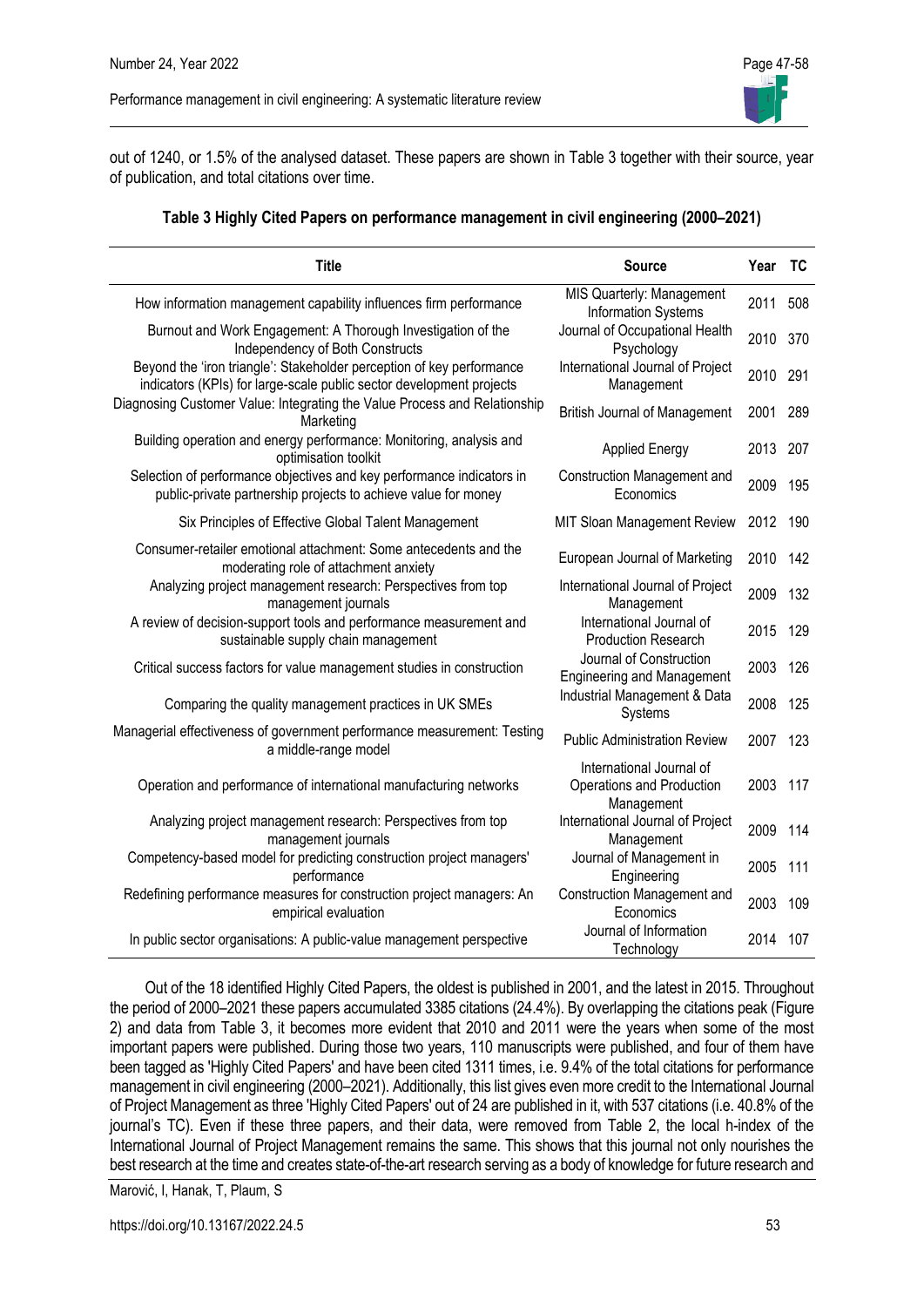out of 1240, or 1.5% of the analysed dataset. These papers are shown in Table 3 together with their source, year of publication, and total citations over time.

**Table 3 Highly Cited Papers on performance management in civil engineering (2000–2021)**

| Title | Source | Year | TC |
|---|---|---|---|
| How information management capability influences firm performance | MIS Quarterly: Management Information Systems | 2011 | 508 |
| Burnout and Work Engagement: A Thorough Investigation of the Independency of Both Constructs | Journal of Occupational Health Psychology | 2010 | 370 |
| Beyond the 'iron triangle': Stakeholder perception of key performance indicators (KPIs) for large-scale public sector development projects | International Journal of Project Management | 2010 | 291 |
| Diagnosing Customer Value: Integrating the Value Process and Relationship Marketing | British Journal of Management | 2001 | 289 |
| Building operation and energy performance: Monitoring, analysis and optimisation toolkit | Applied Energy | 2013 | 207 |
| Selection of performance objectives and key performance indicators in public-private partnership projects to achieve value for money | Construction Management and Economics | 2009 | 195 |
| Six Principles of Effective Global Talent Management | MIT Sloan Management Review | 2012 | 190 |
| Consumer-retailer emotional attachment: Some antecedents and the moderating role of attachment anxiety | European Journal of Marketing | 2010 | 142 |
| Analyzing project management research: Perspectives from top management journals | International Journal of Project Management | 2009 | 132 |
| A review of decision-support tools and performance measurement and sustainable supply chain management | International Journal of Production Research | 2015 | 129 |
| Critical success factors for value management studies in construction | Journal of Construction Engineering and Management | 2003 | 126 |
| Comparing the quality management practices in UK SMEs | Industrial Management & Data Systems | 2008 | 125 |
| Managerial effectiveness of government performance measurement: Testing a middle-range model | Public Administration Review | 2007 | 123 |
| Operation and performance of international manufacturing networks | International Journal of Operations and Production Management | 2003 | 117 |
| Analyzing project management research: Perspectives from top management journals | International Journal of Project Management | 2009 | 114 |
| Competency-based model for predicting construction project managers' performance | Journal of Management in Engineering | 2005 | 111 |
| Redefining performance measures for construction project managers: An empirical evaluation | Construction Management and Economics | 2003 | 109 |
| In public sector organisations: A public-value management perspective | Journal of Information Technology | 2014 | 107 |

Out of the 18 identified Highly Cited Papers, the oldest is published in 2001, and the latest in 2015. Throughout the period of 2000–2021 these papers accumulated 3385 citations (24.4%). By overlapping the citations peak (Figure 2) and data from Table 3, it becomes more evident that 2010 and 2011 were the years when some of the most important papers were published. During those two years, 110 manuscripts were published, and four of them have been tagged as 'Highly Cited Papers' and have been cited 1311 times, i.e. 9.4% of the total citations for performance management in civil engineering (2000–2021). Additionally, this list gives even more credit to the International Journal of Project Management as three 'Highly Cited Papers' out of 24 are published in it, with 537 citations (i.e. 40.8% of the journal's TC). Even if these three papers, and their data, were removed from Table 2, the local h-index of the International Journal of Project Management remains the same. This shows that this journal not only nourishes the best research at the time and creates state-of-the-art research serving as a body of knowledge for future research and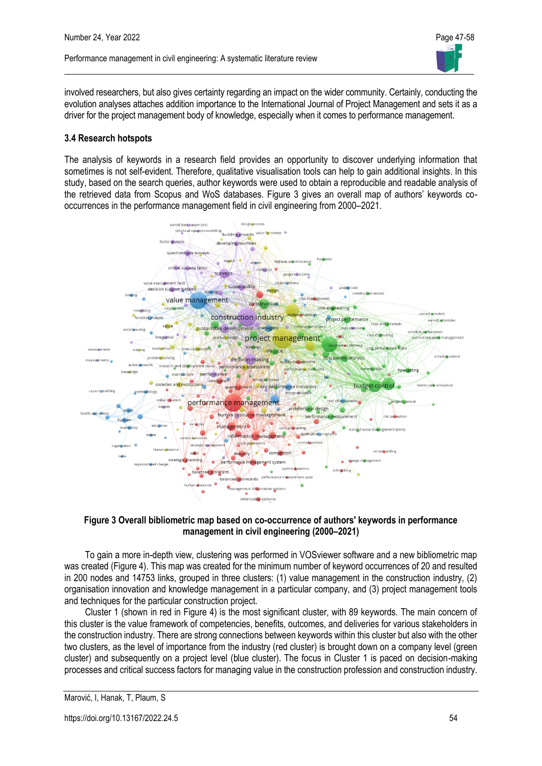involved researchers, but also gives certainty regarding an impact on the wider community. Certainly, conducting the evolution analyses attaches addition importance to the International Journal of Project Management and sets it as a driver for the project management body of knowledge, especially when it comes to performance management.

### 3.4 Research hotspots

The analysis of keywords in a research field provides an opportunity to discover underlying information that sometimes is not self-evident. Therefore, qualitative visualisation tools can help to gain additional insights. In this study, based on the search queries, author keywords were used to obtain a reproducible and readable analysis of the retrieved data from Scopus and WoS databases. Figure 3 gives an overall map of authors' keywords co-occurrences in the performance management field in civil engineering from 2000–2021.

**Figure 3 Overall bibliometric map based on co-occurrence of authors' keywords in performance management in civil engineering (2000–2021)**

To gain a more in-depth view, clustering was performed in VOSviewer software and a new bibliometric map was created (Figure 4). This map was created for the minimum number of keyword occurrences of 20 and resulted in 200 nodes and 14753 links, grouped in three clusters: (1) value management in the construction industry, (2) organisation innovation and knowledge management in a particular company, and (3) project management tools and techniques for the particular construction project.

Cluster 1 (shown in red in Figure 4) is the most significant cluster, with 89 keywords. The main concern of this cluster is the value framework of competencies, benefits, outcomes, and deliveries for various stakeholders in the construction industry. There are strong connections between keywords within this cluster but also with the other two clusters, as the level of importance from the industry (red cluster) is brought down on a company level (green cluster) and subsequently on a project level (blue cluster). The focus in Cluster 1 is paced on decision-making processes and critical success factors for managing value in the construction profession and construction industry.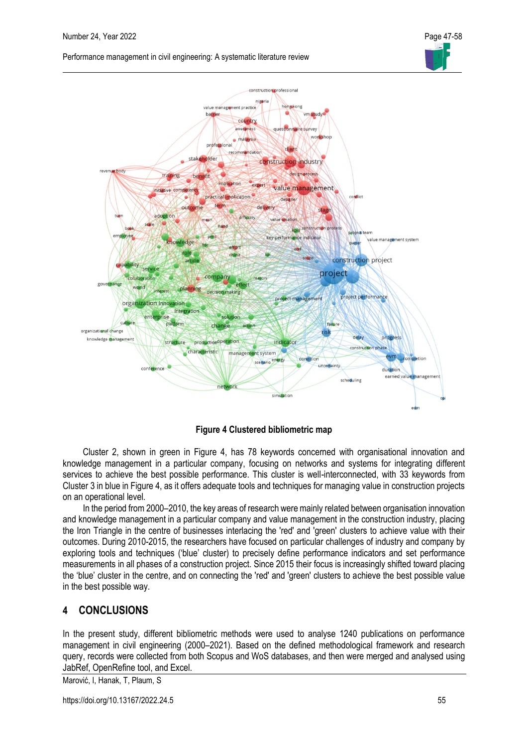Figure 4 Clustered bibliometric map

Cluster 2, shown in green in Figure 4, has 78 keywords concerned with organisational innovation and knowledge management in a particular company, focusing on networks and systems for integrating different services to achieve the best possible performance. This cluster is well-interconnected, with 33 keywords from Cluster 3 in blue in Figure 4, as it offers adequate tools and techniques for managing value in construction projects on an operational level.

In the period from 2000–2010, the key areas of research were mainly related between organisation innovation and knowledge management in a particular company and value management in the construction industry, placing the Iron Triangle in the centre of businesses interlacing the 'red' and 'green' clusters to achieve value with their outcomes. During 2010-2015, the researchers have focused on particular challenges of industry and company by exploring tools and techniques ('blue' cluster) to precisely define performance indicators and set performance measurements in all phases of a construction project. Since 2015 their focus is increasingly shifted toward placing the 'blue' cluster in the centre, and on connecting the 'red' and 'green' clusters to achieve the best possible value in the best possible way.

## 4 CONCLUSIONS

In the present study, different bibliometric methods were used to analyse 1240 publications on performance management in civil engineering (2000–2021). Based on the defined methodological framework and research query, records were collected from both Scopus and WoS databases, and then were merged and analysed using JabRef, OpenRefine tool, and Excel.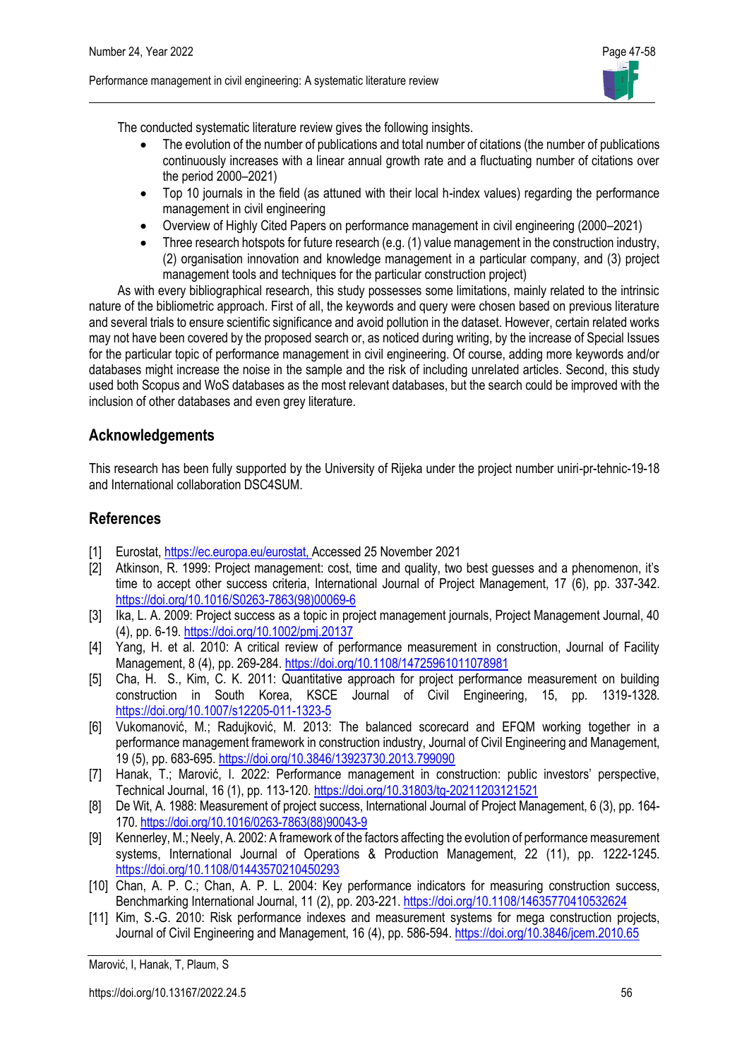The conducted systematic literature review gives the following insights.

- The evolution of the number of publications and total number of citations (the number of publications continuously increases with a linear annual growth rate and a fluctuating number of citations over the period 2000–2021)
- Top 10 journals in the field (as attuned with their local h-index values) regarding the performance management in civil engineering
- Overview of Highly Cited Papers on performance management in civil engineering (2000–2021)
- Three research hotspots for future research (e.g. (1) value management in the construction industry, (2) organisation innovation and knowledge management in a particular company, and (3) project management tools and techniques for the particular construction project)

As with every bibliographical research, this study possesses some limitations, mainly related to the intrinsic nature of the bibliometric approach. First of all, the keywords and query were chosen based on previous literature and several trials to ensure scientific significance and avoid pollution in the dataset. However, certain related works may not have been covered by the proposed search or, as noticed during writing, by the increase of Special Issues for the particular topic of performance management in civil engineering. Of course, adding more keywords and/or databases might increase the noise in the sample and the risk of including unrelated articles. Second, this study used both Scopus and WoS databases as the most relevant databases, but the search could be improved with the inclusion of other databases and even grey literature.

## Acknowledgements

This research has been fully supported by the University of Rijeka under the project number uniri-pr-tehnic-19-18 and International collaboration DSC4SUM.

## References

[1] Eurostat, https://ec.europa.eu/eurostat, Accessed 25 November 2021

[2] Atkinson, R. 1999: Project management: cost, time and quality, two best guesses and a phenomenon, it's time to accept other success criteria, International Journal of Project Management, 17 (6), pp. 337-342. https://doi.org/10.1016/S0263-7863(98)00069-6

[3] Ika, L. A. 2009: Project success as a topic in project management journals, Project Management Journal, 40 (4), pp. 6-19. https://doi.org/10.1002/pmj.20137

[4] Yang, H. et al. 2010: A critical review of performance measurement in construction, Journal of Facility Management, 8 (4), pp. 269-284. https://doi.org/10.1108/14725961011078981

[5] Cha, H. S., Kim, C. K. 2011: Quantitative approach for project performance measurement on building construction in South Korea, KSCE Journal of Civil Engineering, 15, pp. 1319-1328. https://doi.org/10.1007/s12205-011-1323-5

[6] Vukomanović, M.; Radujković, M. 2013: The balanced scorecard and EFQM working together in a performance management framework in construction industry, Journal of Civil Engineering and Management, 19 (5), pp. 683-695. https://doi.org/10.3846/13923730.2013.799090

[7] Hanak, T.; Marović, I. 2022: Performance management in construction: public investors' perspective, Technical Journal, 16 (1), pp. 113-120. https://doi.org/10.31803/tg-20211203121521

[8] De Wit, A. 1988: Measurement of project success, International Journal of Project Management, 6 (3), pp. 164-170. https://doi.org/10.1016/0263-7863(88)90043-9

[9] Kennerley, M.; Neely, A. 2002: A framework of the factors affecting the evolution of performance measurement systems, International Journal of Operations & Production Management, 22 (11), pp. 1222-1245. https://doi.org/10.1108/01443570210450293

[10] Chan, A. P. C.; Chan, A. P. L. 2004: Key performance indicators for measuring construction success, Benchmarking International Journal, 11 (2), pp. 203-221. https://doi.org/10.1108/14635770410532624

[11] Kim, S.-G. 2010: Risk performance indexes and measurement systems for mega construction projects, Journal of Civil Engineering and Management, 16 (4), pp. 586-594. https://doi.org/10.3846/jcem.2010.65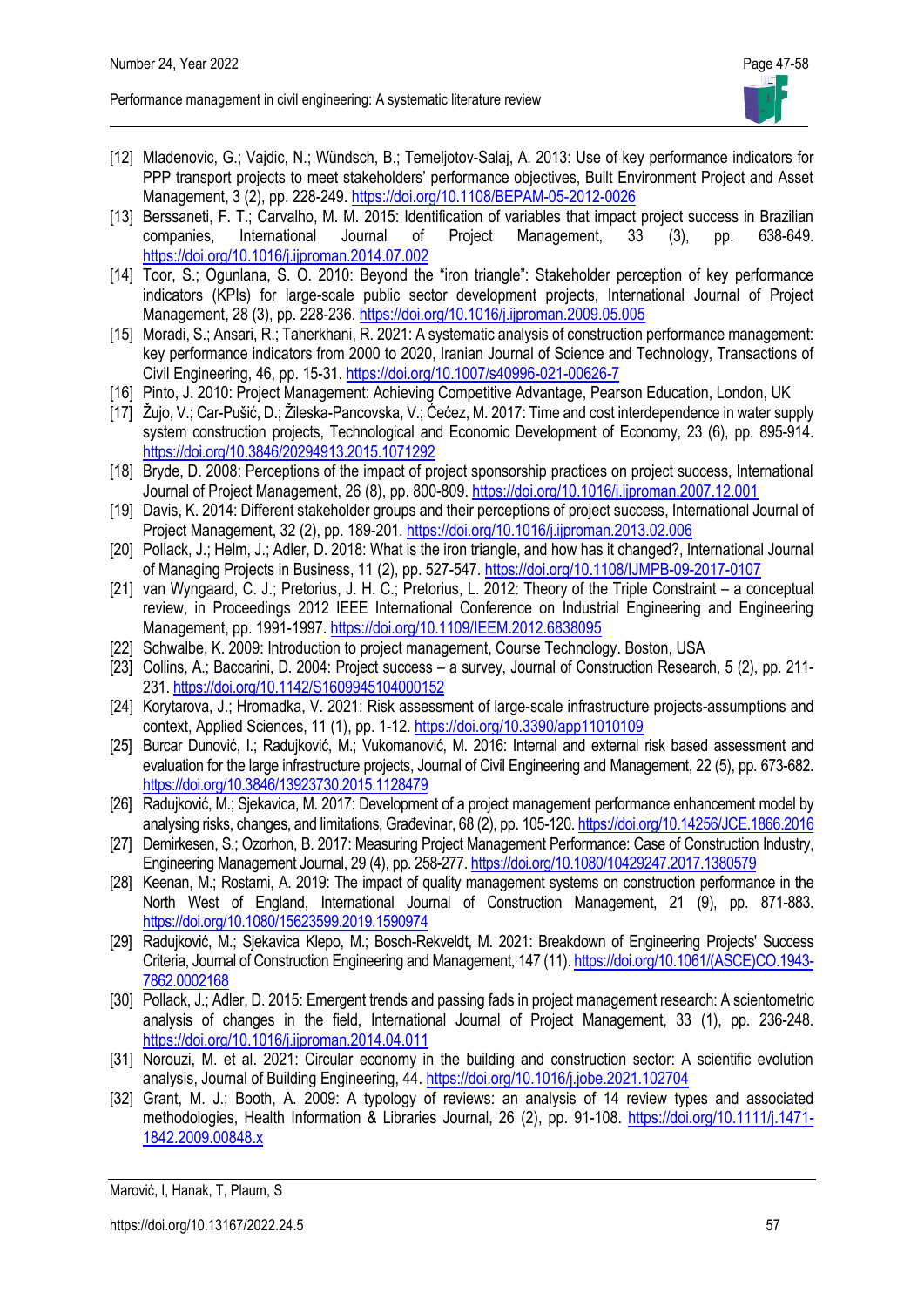[12] Mladenovic, G.; Vajdic, N.; Wündsch, B.; Temeljotov-Salaj, A. 2013: Use of key performance indicators for PPP transport projects to meet stakeholders' performance objectives, Built Environment Project and Asset Management, 3 (2), pp. 228-249. https://doi.org/10.1108/BEPAM-05-2012-0026

[13] Berssaneti, F. T.; Carvalho, M. M. 2015: Identification of variables that impact project success in Brazilian companies, International Journal of Project Management, 33 (3), pp. 638-649. https://doi.org/10.1016/j.ijproman.2014.07.002

[14] Toor, S.; Ogunlana, S. O. 2010: Beyond the "iron triangle": Stakeholder perception of key performance indicators (KPIs) for large-scale public sector development projects, International Journal of Project Management, 28 (3), pp. 228-236. https://doi.org/10.1016/j.ijproman.2009.05.005

[15] Moradi, S.; Ansari, R.; Taherkhani, R. 2021: A systematic analysis of construction performance management: key performance indicators from 2000 to 2020, Iranian Journal of Science and Technology, Transactions of Civil Engineering, 46, pp. 15-31. https://doi.org/10.1007/s40996-021-00626-7

[16] Pinto, J. 2010: Project Management: Achieving Competitive Advantage, Pearson Education, London, UK

[17] Žujo, V.; Car-Pušić, D.; Žileska-Pancovska, V.; Ćećez, M. 2017: Time and cost interdependence in water supply system construction projects, Technological and Economic Development of Economy, 23 (6), pp. 895-914. https://doi.org/10.3846/20294913.2015.1071292

[18] Bryde, D. 2008: Perceptions of the impact of project sponsorship practices on project success, International Journal of Project Management, 26 (8), pp. 800-809. https://doi.org/10.1016/j.ijproman.2007.12.001

[19] Davis, K. 2014: Different stakeholder groups and their perceptions of project success, International Journal of Project Management, 32 (2), pp. 189-201. https://doi.org/10.1016/j.ijproman.2013.02.006

[20] Pollack, J.; Helm, J.; Adler, D. 2018: What is the iron triangle, and how has it changed?, International Journal of Managing Projects in Business, 11 (2), pp. 527-547. https://doi.org/10.1108/IJMPB-09-2017-0107

[21] van Wyngaard, C. J.; Pretorius, J. H. C.; Pretorius, L. 2012: Theory of the Triple Constraint – a conceptual review, in Proceedings 2012 IEEE International Conference on Industrial Engineering and Engineering Management, pp. 1991-1997. https://doi.org/10.1109/IEEM.2012.6838095

[22] Schwalbe, K. 2009: Introduction to project management, Course Technology. Boston, USA

[23] Collins, A.; Baccarini, D. 2004: Project success – a survey, Journal of Construction Research, 5 (2), pp. 211-231. https://doi.org/10.1142/S1609945104000152

[24] Korytarova, J.; Hromadka, V. 2021: Risk assessment of large-scale infrastructure projects-assumptions and context, Applied Sciences, 11 (1), pp. 1-12. https://doi.org/10.3390/app11010109

[25] Burcar Dunović, I.; Radujković, M.; Vukomanović, M. 2016: Internal and external risk based assessment and evaluation for the large infrastructure projects, Journal of Civil Engineering and Management, 22 (5), pp. 673-682. https://doi.org/10.3846/13923730.2015.1128479

[26] Radujković, M.; Sjekavica, M. 2017: Development of a project management performance enhancement model by analysing risks, changes, and limitations, Gradevinar, 68 (2), pp. 105-120. https://doi.org/10.14256/JCE.1866.2016

[27] Demirkesen, S.; Ozorhon, B. 2017: Measuring Project Management Performance: Case of Construction Industry, Engineering Management Journal, 29 (4), pp. 258-277. https://doi.org/10.1080/10429247.2017.1380579

[28] Keenan, M.; Rostami, A. 2019: The impact of quality management systems on construction performance in the North West of England, International Journal of Construction Management, 21 (9), pp. 871-883. https://doi.org/10.1080/15623599.2019.1590974

[29] Radujković, M.; Sjekavica Klepo, M.; Bosch-Rekveldt, M. 2021: Breakdown of Engineering Projects' Success Criteria, Journal of Construction Engineering and Management, 147 (11). https://doi.org/10.1061/(ASCE)CO.1943-7862.0002168

[30] Pollack, J.; Adler, D. 2015: Emergent trends and passing fads in project management research: A scientometric analysis of changes in the field, International Journal of Project Management, 33 (1), pp. 236-248. https://doi.org/10.1016/j.ijproman.2014.04.011

[31] Norouzi, M. et al. 2021: Circular economy in the building and construction sector: A scientific evolution analysis, Journal of Building Engineering, 44. https://doi.org/10.1016/j.jobe.2021.102704

[32] Grant, M. J.; Booth, A. 2009: A typology of reviews: an analysis of 14 review types and associated methodologies, Health Information & Libraries Journal, 26 (2), pp. 91-108. https://doi.org/10.1111/j.1471-1842.2009.00848.x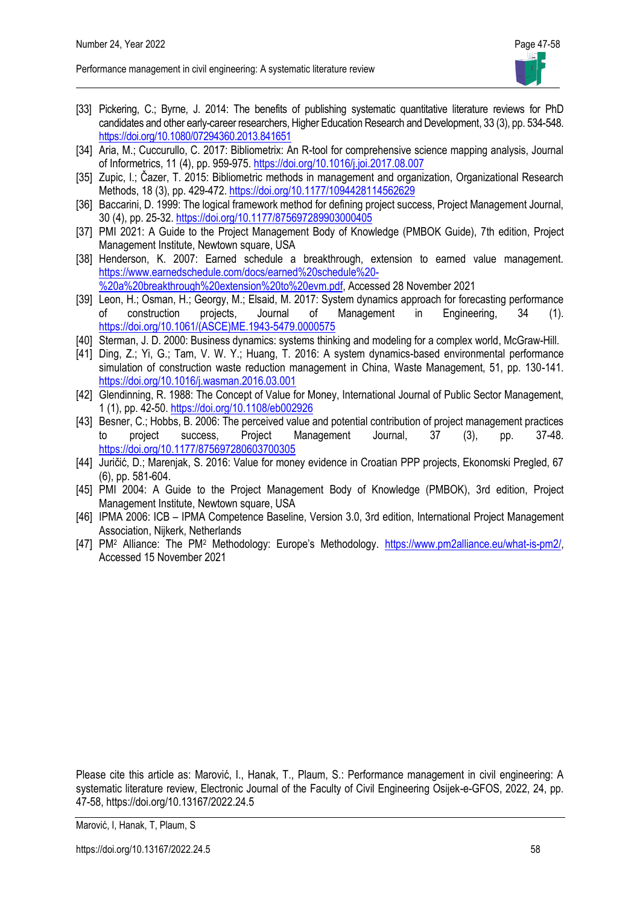[33] Pickering, C.; Byrne, J. 2014: The benefits of publishing systematic quantitative literature reviews for PhD candidates and other early-career researchers, Higher Education Research and Development, 33 (3), pp. 534-548. https://doi.org/10.1080/07294360.2013.841651

[34] Aria, M.; Cuccurullo, C. 2017: Bibliometrix: An R-tool for comprehensive science mapping analysis, Journal of Informetrics, 11 (4), pp. 959-975. https://doi.org/10.1016/j.joi.2017.08.007

[35] Zupic, I.; Čazer, T. 2015: Bibliometric methods in management and organization, Organizational Research Methods, 18 (3), pp. 429-472. https://doi.org/10.1177/1094428114562629

[36] Baccarini, D. 1999: The logical framework method for defining project success, Project Management Journal, 30 (4), pp. 25-32. https://doi.org/10.1177/875697289903000405

[37] PMI 2021: A Guide to the Project Management Body of Knowledge (PMBOK Guide), 7th edition, Project Management Institute, Newtown square, USA

[38] Henderson, K. 2007: Earned schedule a breakthrough, extension to earned value management. https://www.earnedschedule.com/docs/earned%20schedule%20-%20a%20breakthrough%20extension%20to%20evm.pdf, Accessed 28 November 2021

[39] Leon, H.; Osman, H.; Georgy, M.; Elsaid, M. 2017: System dynamics approach for forecasting performance of construction projects, Journal of Management in Engineering, 34 (1). https://doi.org/10.1061/(ASCE)ME.1943-5479.0000575

[40] Sterman, J. D. 2000: Business dynamics: systems thinking and modeling for a complex world, McGraw-Hill.

[41] Ding, Z.; Yi, G.; Tam, V. W. Y.; Huang, T. 2016: A system dynamics-based environmental performance simulation of construction waste reduction management in China, Waste Management, 51, pp. 130-141. https://doi.org/10.1016/j.wasman.2016.03.001

[42] Glendinning, R. 1988: The Concept of Value for Money, International Journal of Public Sector Management, 1 (1), pp. 42-50. https://doi.org/10.1108/eb002926

[43] Besner, C.; Hobbs, B. 2006: The perceived value and potential contribution of project management practices to project success, Project Management Journal, 37 (3), pp. 37-48. https://doi.org/10.1177/875697280603700305

[44] Juričić, D.; Marenjak, S. 2016: Value for money evidence in Croatian PPP projects, Ekonomski Pregled, 67 (6), pp. 581-604.

[45] PMI 2004: A Guide to the Project Management Body of Knowledge (PMBOK), 3rd edition, Project Management Institute, Newtown square, USA

[46] IPMA 2006: ICB – IPMA Competence Baseline, Version 3.0, 3rd edition, International Project Management Association, Nijkerk, Netherlands

[47] PM² Alliance: The PM² Methodology: Europe's Methodology. https://www.pm2alliance.eu/what-is-pm2/, Accessed 15 November 2021

Please cite this article as: Marović, I., Hanak, T., Plaum, S.: Performance management in civil engineering: A systematic literature review, Electronic Journal of the Faculty of Civil Engineering Osijek-e-GFOS, 2022, 24, pp. 47-58, https://doi.org/10.13167/2022.24.5